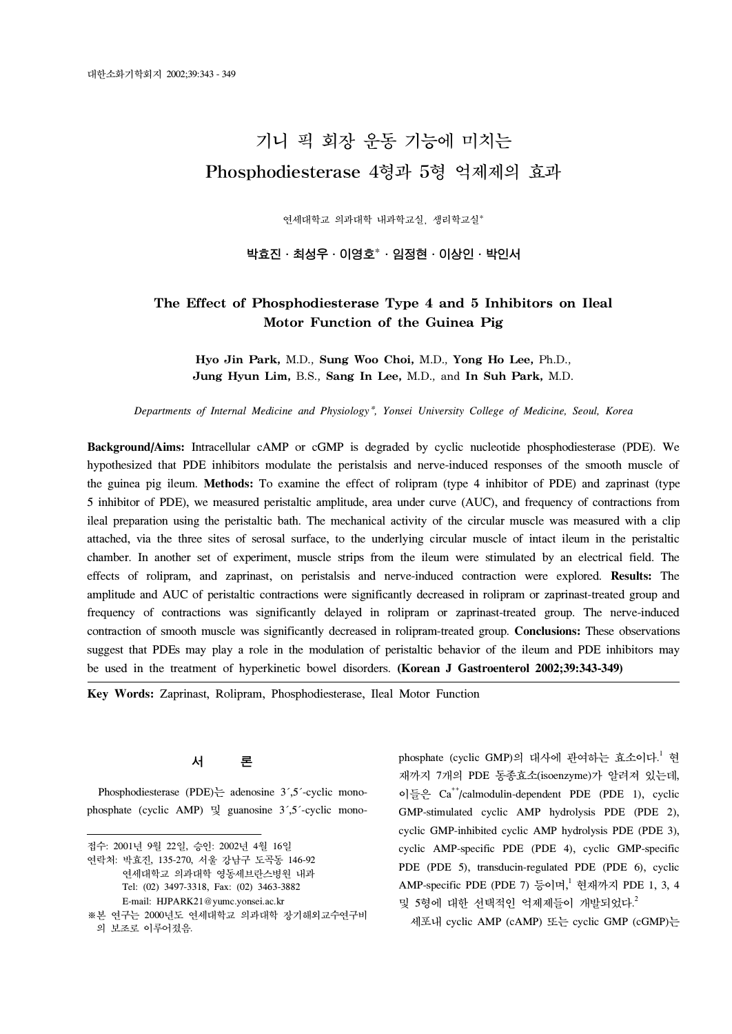# 기니 픽 회장 운동 기능에 미치는 Phosphodiesterase 4형과 5형 억제제의 효과

연세대학교 의과대학 내과학교실, 생리학교실*

**박효진 · 최성우 · 이영호* · 임정현 · 이상인 · 박인서**

## The Effect of Phosphodiesterase Type 4 and 5 Inhibitors on Ileal Motor Function of the Guinea Pig

**Hyo Jin Park,** M.D., **Sung Woo Choi,** M.D., **Yong Ho Lee,** Ph.D., **Jung Hyun Lim,** B.S., **Sang In Lee,** M.D., and **In Suh Park,** M.D.

*Departments of Internal Medicine and Physiology\*, Yonsei University College of Medicine, Seoul, Korea*

**Background/Aims:** Intracellular cAMP or cGMP is degraded by cyclic nucleotide phosphodiesterase (PDE). We hypothesized that PDE inhibitors modulate the peristalsis and nerve-induced responses of the smooth muscle of the guinea pig ileum. **Methods:** To examine the effect of rolipram (type 4 inhibitor of PDE) and zaprinast (type 5 inhibitor of PDE), we measured peristaltic amplitude, area under curve (AUC), and frequency of contractions from ileal preparation using the peristaltic bath. The mechanical activity of the circular muscle was measured with a clip attached, via the three sites of serosal surface, to the underlying circular muscle of intact ileum in the peristaltic chamber. In another set of experiment, muscle strips from the ileum were stimulated by an electrical field. The effects of rolipram, and zaprinast, on peristalsis and nerve-induced contraction were explored. **Results:** The amplitude and AUC of peristaltic contractions were significantly decreased in rolipram or zaprinast-treated group and frequency of contractions was significantly delayed in rolipram or zaprinast-treated group. The nerve-induced contraction of smooth muscle was significantly decreased in rolipram-treated group. **Conclusions:** These observations suggest that PDEs may play a role in the modulation of peristaltic behavior of the ileum and PDE inhibitors may be used in the treatment of hyperkinetic bowel disorders. **(Korean J Gastroenterol 2002;39:343-349)**

**Key Words:** Zaprinast, Rolipram, Phosphodiesterase, Ileal Motor Function

## 서 론

Phosphodiesterase (PDE)는 adenosine 3´,5´-cyclic monophosphate (cyclic AMP) 및 guanosine 3´,5´-cyclic monophosphate (cyclic GMP)의 대사에 관여하는 효소이다.[1] 현재까지 7개의 PDE 동종효소(isoenzyme)가 알려져 있는데, 이들은 $Ca^{++}$/calmodulin-dependent PDE (PDE 1), cyclic GMP-stimulated cyclic AMP hydrolysis PDE (PDE 2), cyclic GMP-inhibited cyclic AMP hydrolysis PDE (PDE 3), cyclic AMP-specific PDE (PDE 4), cyclic GMP-specific PDE (PDE 5), transducin-regulated PDE (PDE 6), cyclic AMP-specific PDE (PDE 7) 등이며,[1] 현재까지 PDE 1, 3, 4 및 5형에 대한 선택적인 억제제들이 개발되었다.[2]

세포내 cyclic AMP (cAMP) 또는 cyclic GMP (cGMP)는

---

접수: 2001년 9월 22일, 승인: 2002년 4월 16일

연락처: 박효진, 135-270, 서울 강남구 도곡동 146-92
연세대학교 의과대학 영동세브란스병원 내과
Tel: (02) 3497-3318, Fax: (02) 3463-3882
E-mail: HJPARK21@yumc.yonsei.ac.kr

※본 연구는 2000년도 연세대학교 의과대학 장기해외교수연구비의 보조로 이루어졌음.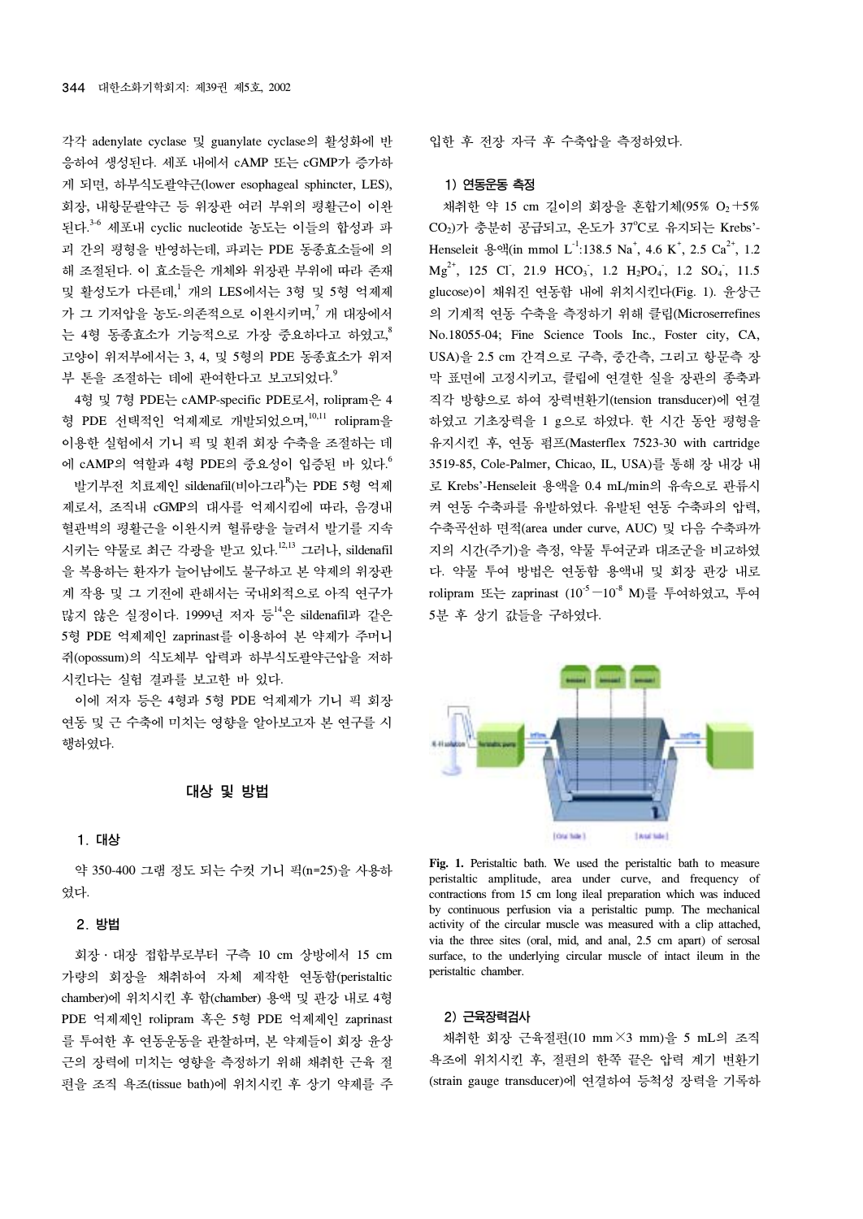각각 adenylate cyclase 및 guanylate cyclase의 활성화에 반응하여 생성된다. 세포 내에서 cAMP 또는 cGMP가 증가하게 되면, 하부식도괄약근(lower esophageal sphincter, LES), 회장, 내항문괄약근 등 위장관 여러 부위의 평활근이 이완된다.[3-6] 세포내 cyclic nucleotide 농도는 이들의 합성과 파괴 간의 평형을 반영하는데, 파괴는 PDE 동종효소들에 의해 조절된다. 이 효소들은 개체와 위장관 부위에 따라 존재 및 활성도가 다른데,[1] 개의 LES에서는 3형 및 5형 억제제가 그 기저압을 농도-의존적으로 이완시키며,[7] 개 대장에서는 4형 동종효소가 기능적으로 가장 중요하다고 하였고,[8] 고양이 위저부에서는 3, 4, 및 5형의 PDE 동종효소가 위저부 톤을 조절하는 데에 관여한다고 보고되었다.[9]

4형 및 7형 PDE는 cAMP-specific PDE로서, rolipram은 4형 PDE 선택적인 억제제로 개발되었으며,[10,11] rolipram을 이용한 실험에서 기니 픽 및 흰쥐 회장 수축을 조절하는 데에 cAMP의 역할과 4형 PDE의 중요성이 입증된 바 있다.[6]

발기부전 치료제인 sildenafil(비아그라[R])는 PDE 5형 억제제로서, 조직내 cGMP의 대사를 억제시킴에 따라, 음경내 혈관벽의 평활근을 이완시켜 혈류량을 늘려서 발기를 지속시키는 약물로 최근 각광을 받고 있다.[12,13] 그러나, sildenafil을 복용하는 환자가 늘어남에도 불구하고 본 약제의 위장관계 작용 및 그 기전에 관해서는 국내외적으로 아직 연구가 많지 않은 실정이다. 1999년 저자 등[14]은 sildenafil과 같은 5형 PDE 억제제인 zaprinast를 이용하여 본 약제가 주머니쥐(opossum)의 식도체부 압력과 하부식도괄약근압을 저하시킨다는 실험 결과를 보고한 바 있다.

이에 저자 등은 4형과 5형 PDE 억제제가 기니 픽 회장 연동 및 근 수축에 미치는 영향을 알아보고자 본 연구를 시행하였다.

## 대상 및 방법

### 1. 대상

약 350-400 그램 정도 되는 수컷 기니 픽(n=25)을 사용하였다.

### 2. 방법

회장 · 대장 접합부로부터 구측 10 cm 상방에서 15 cm 가량의 회장을 채취하여 자체 제작한 연동함(peristaltic chamber)에 위치시킨 후 함(chamber) 용액 및 관강 내로 4형 PDE 억제제인 rolipram 혹은 5형 PDE 억제제인 zaprinast를 투여한 후 연동운동을 관찰하며, 본 약제들이 회장 윤상근의 장력에 미치는 영향을 측정하기 위해 채취한 근육 절편을 조직 욕조(tissue bath)에 위치시킨 후 상기 약제를 주입한 후 전장 자극 후 수축압을 측정하였다.

#### 1) 연동운동 측정

채취한 약 15 cm 길이의 회장을 혼합기체(95% $O_2$+5% $CO_2$)가 충분히 공급되고, 온도가 37°C로 유지되는 Krebs'-Henseleit 용액(in mmol $L^{-1}$:138.5 $Na^+$, 4.6 $K^+$, 2.5 $Ca^{2+}$, 1.2 $Mg^{2+}$, 125 $Cl^-$, 21.9 $HCO_3^-$, 1.2 $H_2PO_4^-$, 1.2 $SO_4^-$, 11.5 glucose)이 채워진 연동함 내에 위치시킨다(Fig. 1). 윤상근의 기계적 연동 수축을 측정하기 위해 클립(Microserrefines No.18055-04; Fine Science Tools Inc., Foster city, CA, USA)을 2.5 cm 간격으로 구측, 중간측, 그리고 항문측 장막 표면에 고정시키고, 클립에 연결한 실을 장관의 종축과 직각 방향으로 하여 장력변환기(tension transducer)에 연결하였고 기초장력을 1 g으로 하였다. 한 시간 동안 평형을 유지시킨 후, 연동 펌프(Masterflex 7523-30 with cartridge 3519-85, Cole-Palmer, Chicao, IL, USA)를 통해 장 내강 내로 Krebs'-Henseleit 용액을 0.4 mL/min의 유속으로 관류시켜 연동 수축파를 유발하였다. 유발된 연동 수축파의 압력, 수축곡선하 면적(area under curve, AUC) 및 다음 수축파까지의 시간(주기)을 측정, 약물 투여군과 대조군을 비교하였다. 약물 투여 방법은 연동함 용액내 및 회장 관강 내로 rolipram 또는 zaprinast ($10^{-5}-10^{-8}$ M)를 투여하였고, 투여 5분 후 상기 값들을 구하였다.

Fig. 1. Peristaltic bath. We used the peristaltic bath to measure peristaltic amplitude, area under curve, and frequency of contractions from 15 cm long ileal preparation which was induced by continuous perfusion via a peristaltic pump. The mechanical activity of the circular muscle was measured with a clip attached, via the three sites (oral, mid, and anal, 2.5 cm apart) of serosal surface, to the underlying circular muscle of intact ileum in the peristaltic chamber.

#### 2) 근육장력검사

채취한 회장 근육절편(10 mm×3 mm)을 5 mL의 조직 욕조에 위치시킨 후, 절편의 한쪽 끝은 압력 계기 변환기(strain gauge transducer)에 연결하여 등척성 장력을 기록하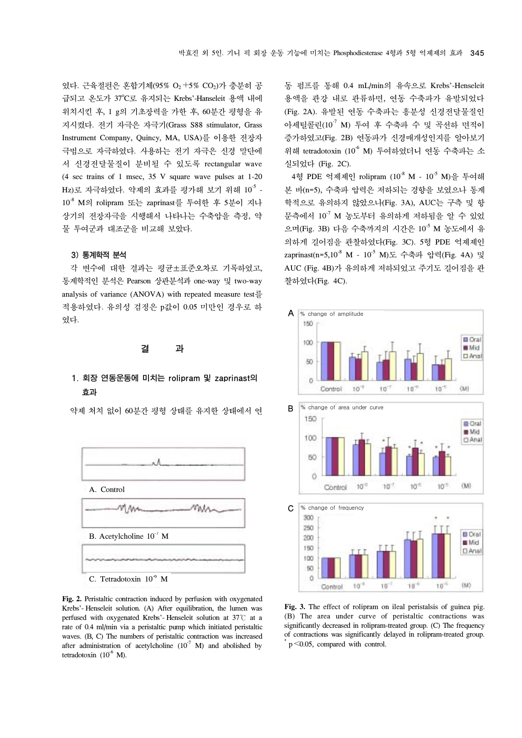였다. 근육절편은 혼합기체(95% $O_2$+5% $CO_2$)가 충분히 공급되고 온도가 37°C로 유지되는 Krebs'-Hanseleit 용액 내에 위치시킨 후, 1 g의 기초장력을 가한 후, 60분간 평형을 유지시켰다. 전기 자극은 자극기(Grass S88 stimulator, Grass Instrument Company, Quincy, MA, USA)를 이용한 전장자극법으로 자극하였다. 사용하는 전기 자극은 신경 말단에서 신경전달물질이 분비될 수 있도록 rectangular wave (4 sec trains of 1 msec, 35 V square wave pulses at 1-20 Hz)로 자극하였다. 약제의 효과를 평가해 보기 위해 $10^{-5}$ - $10^{-8}$ M의 rolipram 또는 zaprinast를 투여한 후 5분이 지나 상기의 전장자극을 시행해서 나타나는 수축압을 측정, 약물 투여군과 대조군을 비교해 보았다.

### 3) 통계학적 분석

각 변수에 대한 결과는 평균±표준오차로 기록하였고, 통계학적인 분석은 Pearson 상관분석과 one-way 및 two-way analysis of variance (ANOVA) with repeated measure test를 적용하였다. 유의성 검정은 p값이 0.05 미만인 경우로 하였다.

## 결 과

### 1. 회장 연동운동에 미치는 rolipram 및 zaprinast의 효과

약제 처치 없이 60분간 평형 상태를 유지한 상태에서 연동 펌프를 통해 0.4 mL/min의 유속으로 Krebs'-Henseleit 용액을 관강 내로 관류하면, 연동 수축파가 유발되었다 (Fig. 2A). 유발된 연동 수축파는 흥분성 신경전달물질인 아세틸콜린($10^{-7}$ M) 투여 후 수축파 수 및 곡선하 면적이 증가하였고(Fig. 2B) 연동파가 신경매개성인지를 알아보기 위해 tetradotoxin ($10^{-6}$ M) 투여하였더니 연동 수축파는 소실되었다 (Fig. 2C).

4형 PDE 억제제인 rolipram ($10^{-8}$ M - $10^{-5}$ M)을 투여해본 바(n=5), 수축파 압력은 저하되는 경향을 보였으나 통계학적으로 유의하지 않았으나(Fig. 3A), AUC는 구측 및 항문측에서 $10^{-7}$ M 농도부터 유의하게 저하됨을 알 수 있었으며(Fig. 3B) 다음 수축까지의 시간은 $10^{-5}$ M 농도에서 유의하게 길어짐을 관찰하였다(Fig. 3C). 5형 PDE 억제제인 zaprinast(n=5,$10^{-8}$ M - $10^{-5}$ M)도 수축파 압력(Fig. 4A) 및 AUC (Fig. 4B)가 유의하게 저하되었고 주기도 길어짐을 관찰하였다(Fig. 4C).

A. Control

B. Acetylcholine $10^{-7}$ M

C. Tetradotoxin $10^{-6}$ M

**Fig. 2.** Peristaltic contraction induced by perfusion with oxygenated Krebs'-Henseleit solution. (A) After equilibration, the lumen was perfused with oxygenated Krebs'-Henseleit solution at 37℃ at a rate of 0.4 ml/min via a peristaltic pump which initiated peristaltic waves. (B, C) The numbers of peristaltic contraction was increased after administration of acetylcholine ($10^{-7}$ M) and abolished by tetradotoxin ($10^{-6}$ M).

A
% change of amplitude
150
100
50
0
Control $10^{-8}$ $10^{-7}$ $10^{-6}$ $10^{-5}$ (M)
Oral
Mid
Anal

B
% change of area under curve
150
100
50
0
Control $10^{-8}$ $10^{-7}$ $10^{-6}$ $10^{-5}$ (M)
Oral
Mid
Anal

C
% change of frequency
300
250
200
150
100
50
0
Control $10^{-8}$ $10^{-7}$ $10^{-6}$ $10^{-5}$ (M)
Oral
Mid
Anal

**Fig. 3.** The effect of rolipram on ileal peristalsis of guinea pig. (B) The area under curve of peristaltic contractions was significantly decreased in rolipram-treated group. (C) The frequency of contractions was significantly delayed in rolipram-treated group. * $p<0.05$, compared with control.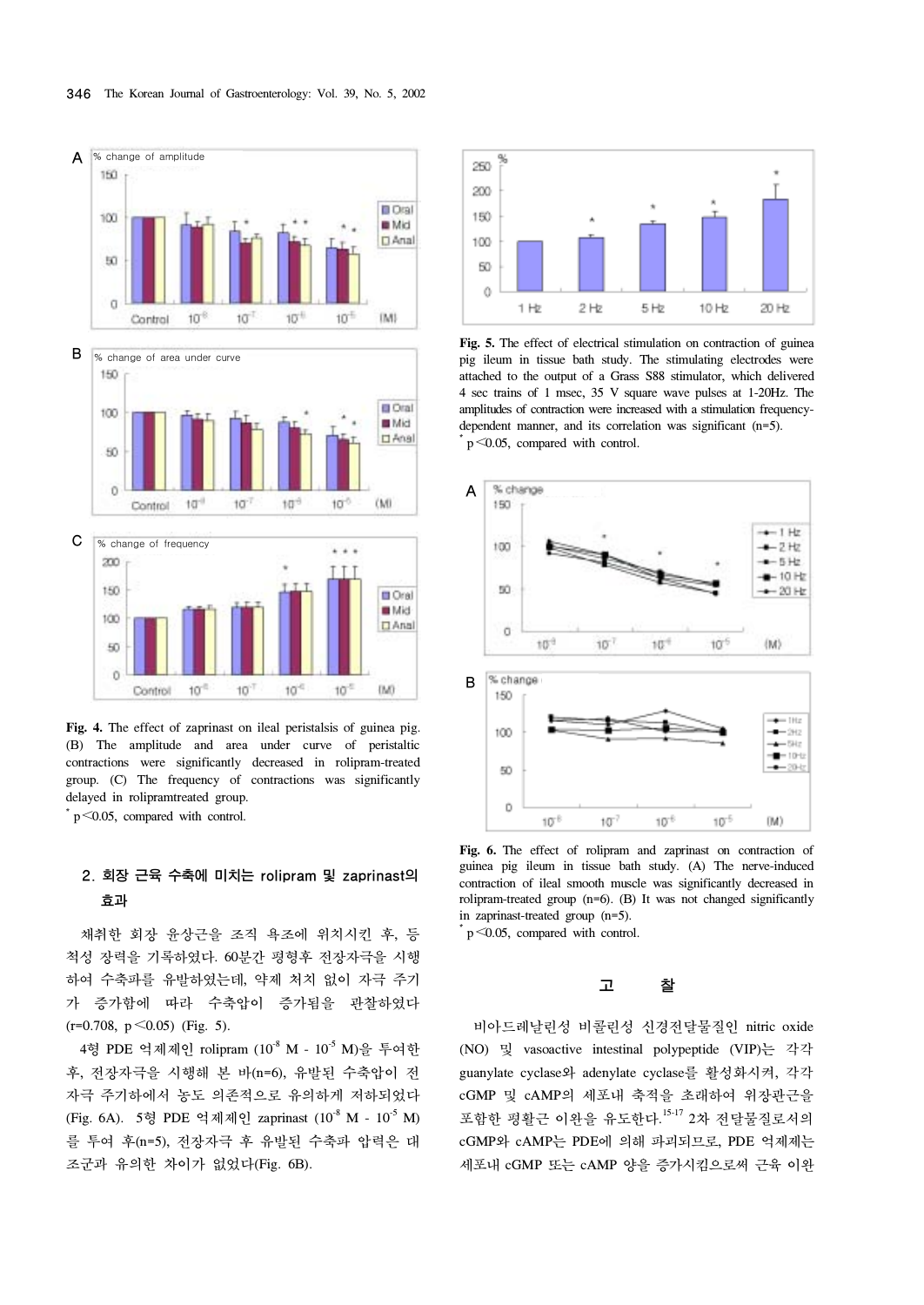A % change of amplitude

150
100
50
0
Control 10⁻⁸ 10⁻⁷ 10⁻⁶ 10⁻⁵ (M)

Oral
Mid
Anal

B % change of area under curve

150
100
50
0
Control 10⁻⁸ 10⁻⁷ 10⁻⁶ 10⁻⁵ (M)

Oral
Mid
Anal

C % change of frequency

200
150
100
50
0
Control 10⁻⁸ 10⁻⁷ 10⁻⁶ 10⁻⁵ (M)

Oral
Mid
Anal

**Fig. 4.** The effect of zaprinast on ileal peristalsis of guinea pig. (B) The amplitude and area under curve of peristaltic contractions were significantly decreased in rolipram-treated group. (C) The frequency of contractions was significantly delayed in rolipramtreated group.
* $p < 0.05$, compared with control.

### 2. 회장 근육 수축에 미치는 rolipram 및 zaprinast의 효과

채취한 회장 윤상근을 조직 욕조에 위치시킨 후, 등척성 장력을 기록하였다. 60분간 평형후 전장자극을 시행하여 수축파를 유발하였는데, 약제 처치 없이 자극 주기가 증가함에 따라 수축압이 증가됨을 관찰하였다 ($r=0.708$, $p < 0.05$) (Fig. 5).

4형 PDE 억제제인 rolipram ($10^{-8}$ M - $10^{-5}$ M)을 투여한 후, 전장자극을 시행해 본 바(n=6), 유발된 수축압이 전 자극 주기하에서 농도 의존적으로 유의하게 저하되었다 (Fig. 6A). 5형 PDE 억제제인 zaprinast ($10^{-8}$ M - $10^{-5}$ M)를 투여 후(n=5), 전장자극 후 유발된 수축파 압력은 대조군과 유의한 차이가 없었다(Fig. 6B).

250 %
200
150
100
50
0
1 Hz 2 Hz 5 Hz 10 Hz 20 Hz

**Fig. 5.** The effect of electrical stimulation on contraction of guinea pig ileum in tissue bath study. The stimulating electrodes were attached to the output of a Grass S88 stimulator, which delivered 4 sec trains of 1 msec, 35 V square wave pulses at 1-20Hz. The amplitudes of contraction were increased with a stimulation frequency-dependent manner, and its correlation was significant (n=5).
* $p < 0.05$, compared with control.

A % change

150
100
50
0
10⁻⁸ 10⁻⁷ 10⁻⁶ 10⁻⁵ (M)

1 Hz
2 Hz
5 Hz
10 Hz
20 Hz

B % change

150
100
50
0
10⁻⁸ 10⁻⁷ 10⁻⁶ 10⁻⁵ (M)

1Hz
2Hz
5Hz
10Hz
20Hz

**Fig. 6.** The effect of rolipram and zaprinast on contraction of guinea pig ileum in tissue bath study. (A) The nerve-induced contraction of ileal smooth muscle was significantly decreased in rolipram-treated group (n=6). (B) It was not changed significantly in zaprinast-treated group (n=5).
* $p < 0.05$, compared with control.

## 고 찰

비아드레날린성 비콜린성 신경전달물질인 nitric oxide (NO) 및 vasoactive intestinal polypeptide (VIP)는 각각 guanylate cyclase와 adenylate cyclase를 활성화시켜, 각각 cGMP 및 cAMP의 세포내 축적을 초래하여 위장관근을 포함한 평활근 이완을 유도한다.[15-17] 2차 전달물질로서의 cGMP와 cAMP는 PDE에 의해 파괴되므로, PDE 억제제는 세포내 cGMP 또는 cAMP 양을 증가시킴으로써 근육 이완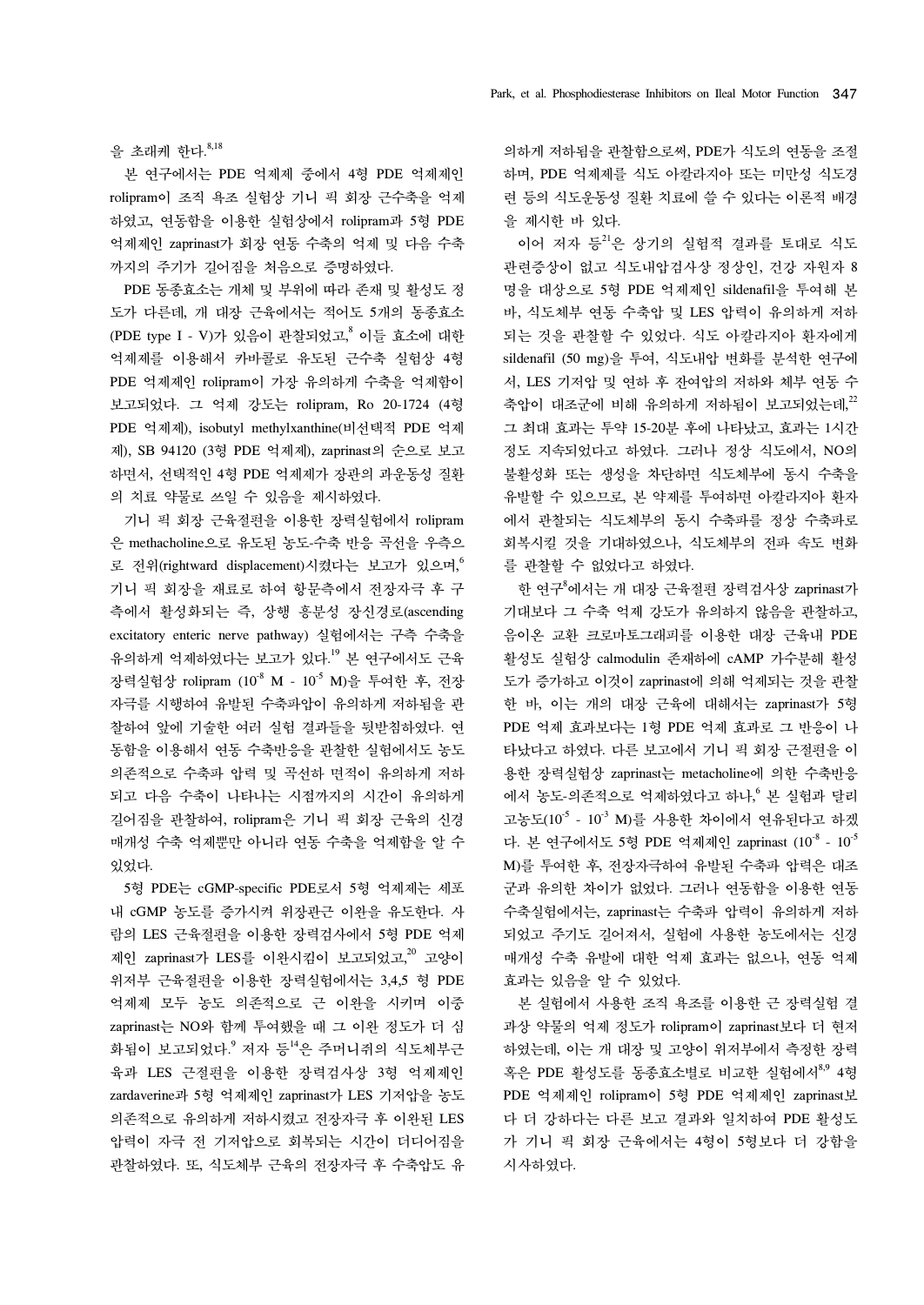을 초래케 한다.[8,18]

본 연구에서는 PDE 억제제 중에서 4형 PDE 억제제인 rolipram이 조직 욕조 실험상 기니 픽 회장 근수축을 억제하였고, 연동함을 이용한 실험상에서 rolipram과 5형 PDE 억제제인 zaprinast가 회장 연동 수축의 억제 및 다음 수축까지의 주기가 길어짐을 처음으로 증명하였다.

PDE 동종효소는 개체 및 부위에 따라 존재 및 활성도 정도가 다른데, 개 대장 근육에서는 적어도 5개의 동종효소(PDE type I - V)가 있음이 관찰되었고,[8] 이들 효소에 대한 억제제를 이용해서 카바콜로 유도된 근수축 실험상 4형 PDE 억제제인 rolipram이 가장 유의하게 수축을 억제함이 보고되었다. 그 억제 강도는 rolipram, Ro 20-1724 (4형 PDE 억제제), isobutyl methylxanthine(비선택적 PDE 억제제), SB 94120 (3형 PDE 억제제), zaprinast의 순으로 보고하면서, 선택적인 4형 PDE 억제제가 장관의 과운동성 질환의 치료 약물로 쓰일 수 있음을 제시하였다.

기니 픽 회장 근육절편을 이용한 장력실험에서 rolipram은 methacholine으로 유도된 농도-수축 반응 곡선을 우측으로 전위(rightward displacement)시켰다는 보고가 있으며,[6] 기니 픽 회장을 재료로 하여 항문측에서 전장자극 후 구측에서 활성화되는 즉, 상행 흥분성 장신경로(ascending excitatory enteric nerve pathway) 실험에서는 구측 수축을 유의하게 억제하였다는 보고가 있다.[19] 본 연구에서도 근육 장력실험상 rolipram ($10^{-8}$ M - $10^{-5}$ M)을 투여한 후, 전장자극을 시행하여 유발된 수축파압이 유의하게 저하됨을 관찰하여 앞에 기술한 여러 실험 결과들을 뒷받침하였다. 연동함을 이용해서 연동 수축반응을 관찰한 실험에서도 농도 의존적으로 수축파 압력 및 곡선하 면적이 유의하게 저하되고 다음 수축이 나타나는 시점까지의 시간이 유의하게 길어짐을 관찰하여, rolipram은 기니 픽 회장 근육의 신경 매개성 수축 억제뿐만 아니라 연동 수축을 억제함을 알 수 있었다.

5형 PDE는 cGMP-specific PDE로서 5형 억제제는 세포 내 cGMP 농도를 증가시켜 위장관근 이완을 유도한다. 사람의 LES 근육절편을 이용한 장력검사에서 5형 PDE 억제제인 zaprinast가 LES를 이완시킴이 보고되었고,[20] 고양이 위저부 근육절편을 이용한 장력실험에서는 3,4,5 형 PDE 억제제 모두 농도 의존적으로 근 이완을 시키며 이중 zaprinast는 NO와 함께 투여했을 때 그 이완 정도가 더 심화됨이 보고되었다.[9] 저자 등[14]은 주머니쥐의 식도체부근육과 LES 근절편을 이용한 장력검사상 3형 억제제인 zardaverine과 5형 억제제인 zaprinast가 LES 기저압을 농도 의존적으로 유의하게 저하시켰고 전장자극 후 이완된 LES 압력이 자극 전 기저압으로 회복되는 시간이 더디어짐을 관찰하였다. 또, 식도체부 근육의 전장자극 후 수축압도 유의하게 저하됨을 관찰함으로써, PDE가 식도의 연동을 조절하며, PDE 억제제를 식도 아칼라지아 또는 미만성 식도경련 등의 식도운동성 질환 치료에 쓸 수 있다는 이론적 배경을 제시한 바 있다.

이어 저자 등[21]은 상기의 실험적 결과를 토대로 식도 관련증상이 없고 식도내압검사상 정상인, 건강 자원자 8명을 대상으로 5형 PDE 억제제인 sildenafil을 투여해 본 바, 식도체부 연동 수축압 및 LES 압력이 유의하게 저하되는 것을 관찰할 수 있었다. 식도 아칼라지아 환자에게 sildenafil (50 mg)을 투여, 식도내압 변화를 분석한 연구에서, LES 기저압 및 연하 후 잔여압의 저하와 체부 연동 수축압이 대조군에 비해 유의하게 저하됨이 보고되었는데,[22] 그 최대 효과는 투약 15-20분 후에 나타났고, 효과는 1시간 정도 지속되었다고 하였다. 그러나 정상 식도에서, NO의 불활성화 또는 생성을 차단하면 식도체부에 동시 수축을 유발할 수 있으므로, 본 약제를 투여하면 아칼라지아 환자에서 관찰되는 식도체부의 동시 수축파를 정상 수축파로 회복시킬 것을 기대하였으나, 식도체부의 전파 속도 변화를 관찰할 수 없었다고 하였다.

한 연구[8]에서는 개 대장 근육절편 장력검사상 zaprinast가 기대보다 그 수축 억제 강도가 유의하지 않음을 관찰하고, 음이온 교환 크로마토그래피를 이용한 대장 근육내 PDE 활성도 실험상 calmodulin 존재하에 cAMP 가수분해 활성도가 증가하고 이것이 zaprinast에 의해 억제되는 것을 관찰한 바, 이는 개의 대장 근육에 대해서는 zaprinast가 5형 PDE 억제 효과보다는 1형 PDE 억제 효과로 그 반응이 나타났다고 하였다. 다른 보고에서 기니 픽 회장 근절편을 이용한 장력실험상 zaprinast는 metacholine에 의한 수축반응에서 농도-의존적으로 억제하였다고 하나,[6] 본 실험과 달리 고농도($10^{-5}$ - $10^{-3}$ M)를 사용한 차이에서 연유된다고 하겠다. 본 연구에서도 5형 PDE 억제제인 zaprinast ($10^{-8}$ - $10^{-5}$ M)를 투여한 후, 전장자극하여 유발된 수축파 압력은 대조군과 유의한 차이가 없었다. 그러나 연동함을 이용한 연동 수축실험에서는, zaprinast는 수축파 압력이 유의하게 저하되었고 주기도 길어져서, 실험에 사용한 농도에서는 신경매개성 수축 유발에 대한 억제 효과는 없으나, 연동 억제 효과는 있음을 알 수 있었다.

본 실험에서 사용한 조직 욕조를 이용한 근 장력실험 결과상 약물의 억제 정도가 rolipram이 zaprinast보다 더 현저하였는데, 이는 개 대장 및 고양이 위저부에서 측정한 장력 혹은 PDE 활성도를 동종효소별로 비교한 실험에서[8,9] 4형 PDE 억제제인 rolipram이 5형 PDE 억제제인 zaprinast보다 더 강하다는 다른 보고 결과와 일치하여 PDE 활성도가 기니 픽 회장 근육에서는 4형이 5형보다 더 강함을 시사하였다.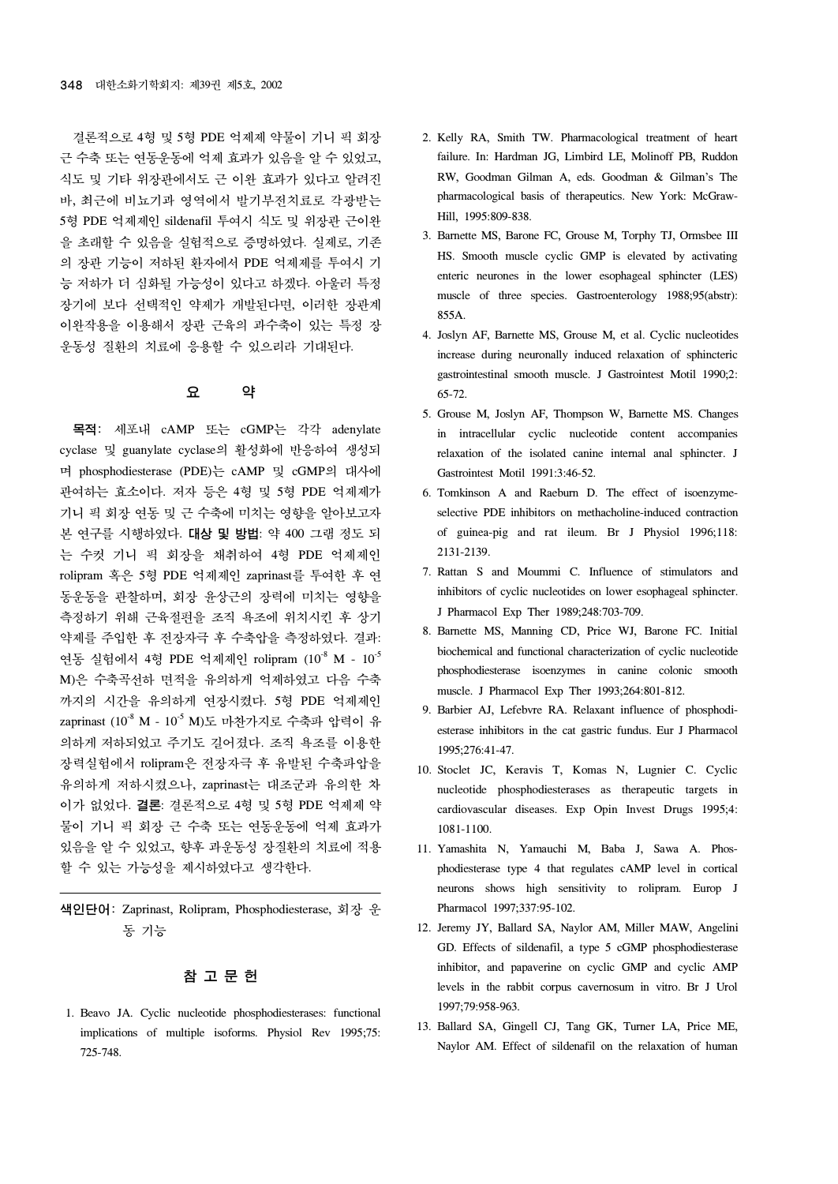결론적으로 4형 및 5형 PDE 억제제 약물이 기니 픽 회장 근 수축 또는 연동운동에 억제 효과가 있음을 알 수 있었고, 식도 및 기타 위장관에서도 근 이완 효과가 있다고 알려진 바, 최근에 비뇨기과 영역에서 발기부전치료로 각광받는 5형 PDE 억제제인 sildenafil 투여시 식도 및 위장관 근이완을 초래할 수 있음을 실험적으로 증명하였다. 실제로, 기존의 장관 기능이 저하된 환자에서 PDE 억제제를 투여시 기능 저하가 더 심화될 가능성이 있다고 하겠다. 아울러 특정 장기에 보다 선택적인 약제가 개발된다면, 이러한 장관계 이완작용을 이용해서 장관 근육의 과수축이 있는 특정 장운동성 질환의 치료에 응용할 수 있으리라 기대된다.

## 요 약

**목적**: 세포내 cAMP 또는 cGMP는 각각 adenylate cyclase 및 guanylate cyclase의 활성화에 반응하여 생성되며 phosphodiesterase (PDE)는 cAMP 및 cGMP의 대사에 관여하는 효소이다. 저자 등은 4형 및 5형 PDE 억제제가 기니 픽 회장 연동 및 근 수축에 미치는 영향을 알아보고자 본 연구를 시행하였다. **대상 및 방법**: 약 400 그램 정도 되는 수컷 기니 픽 회장을 채취하여 4형 PDE 억제제인 rolipram 혹은 5형 PDE 억제제인 zaprinast를 투여한 후 연동운동을 관찰하며, 회장 윤상근의 장력에 미치는 영향을 측정하기 위해 근육절편을 조직 욕조에 위치시킨 후 상기 약제를 주입한 후 전장자극 후 수축압을 측정하였다. 결과: 연동 실험에서 4형 PDE 억제제인 rolipram ($10^{-8}$ M - $10^{-5}$ M)은 수축곡선하 면적을 유의하게 억제하였고 다음 수축까지의 시간을 유의하게 연장시켰다. 5형 PDE 억제제인 zaprinast ($10^{-8}$ M - $10^{-5}$ M)도 마찬가지로 수축파 압력이 유의하게 저하되었고 주기도 길어졌다. 조직 욕조를 이용한 장력실험에서 rolipram은 전장자극 후 유발된 수축파압을 유의하게 저하시켰으나, zaprinast는 대조군과 유의한 차이가 없었다. **결론**: 결론적으로 4형 및 5형 PDE 억제제 약물이 기니 픽 회장 근 수축 또는 연동운동에 억제 효과가 있음을 알 수 있었고, 향후 과운동성 장질환의 치료에 적용할 수 있는 가능성을 제시하였다고 생각한다.

**색인단어**: Zaprinast, Rolipram, Phosphodiesterase, 회장 운동 기능

## 참 고 문 헌

1. Beavo JA. Cyclic nucleotide phosphodiesterases: functional implications of multiple isoforms. Physiol Rev 1995;75: 725-748.
2. Kelly RA, Smith TW. Pharmacological treatment of heart failure. In: Hardman JG, Limbird LE, Molinoff PB, Ruddon RW, Goodman Gilman A, eds. Goodman & Gilman's The pharmacological basis of therapeutics. New York: McGraw-Hill, 1995:809-838.
3. Barnette MS, Barone FC, Grouse M, Torphy TJ, Ormsbee III HS. Smooth muscle cyclic GMP is elevated by activating enteric neurones in the lower esophageal sphincter (LES) muscle of three species. Gastroenterology 1988;95(abstr): 855A.
4. Joslyn AF, Barnette MS, Grouse M, et al. Cyclic nucleotides increase during neuronally induced relaxation of sphincteric gastrointestinal smooth muscle. J Gastrointest Motil 1990;2: 65-72.
5. Grouse M, Joslyn AF, Thompson W, Barnette MS. Changes in intracellular cyclic nucleotide content accompanies relaxation of the isolated canine internal anal sphincter. J Gastrointest Motil 1991:3:46-52.
6. Tomkinson A and Raeburn D. The effect of isoenzyme-selective PDE inhibitors on methacholine-induced contraction of guinea-pig and rat ileum. Br J Physiol 1996;118: 2131-2139.
7. Rattan S and Moummi C. Influence of stimulators and inhibitors of cyclic nucleotides on lower esophageal sphincter. J Pharmacol Exp Ther 1989;248:703-709.
8. Barnette MS, Manning CD, Price WJ, Barone FC. Initial biochemical and functional characterization of cyclic nucleotide phosphodiesterase isoenzymes in canine colonic smooth muscle. J Pharmacol Exp Ther 1993;264:801-812.
9. Barbier AJ, Lefebvre RA. Relaxant influence of phosphodiesterase inhibitors in the cat gastric fundus. Eur J Pharmacol 1995;276:41-47.
10. Stoclet JC, Keravis T, Komas N, Lugnier C. Cyclic nucleotide phosphodiesterases as therapeutic targets in cardiovascular diseases. Exp Opin Invest Drugs 1995;4: 1081-1100.
11. Yamashita N, Yamauchi M, Baba J, Sawa A. Phosphodiesterase type 4 that regulates cAMP level in cortical neurons shows high sensitivity to rolipram. Europ J Pharmacol 1997;337:95-102.
12. Jeremy JY, Ballard SA, Naylor AM, Miller MAW, Angelini GD. Effects of sildenafil, a type 5 cGMP phosphodiesterase inhibitor, and papaverine on cyclic GMP and cyclic AMP levels in the rabbit corpus cavernosum in vitro. Br J Urol 1997;79:958-963.
13. Ballard SA, Gingell CJ, Tang GK, Turner LA, Price ME, Naylor AM. Effect of sildenafil on the relaxation of human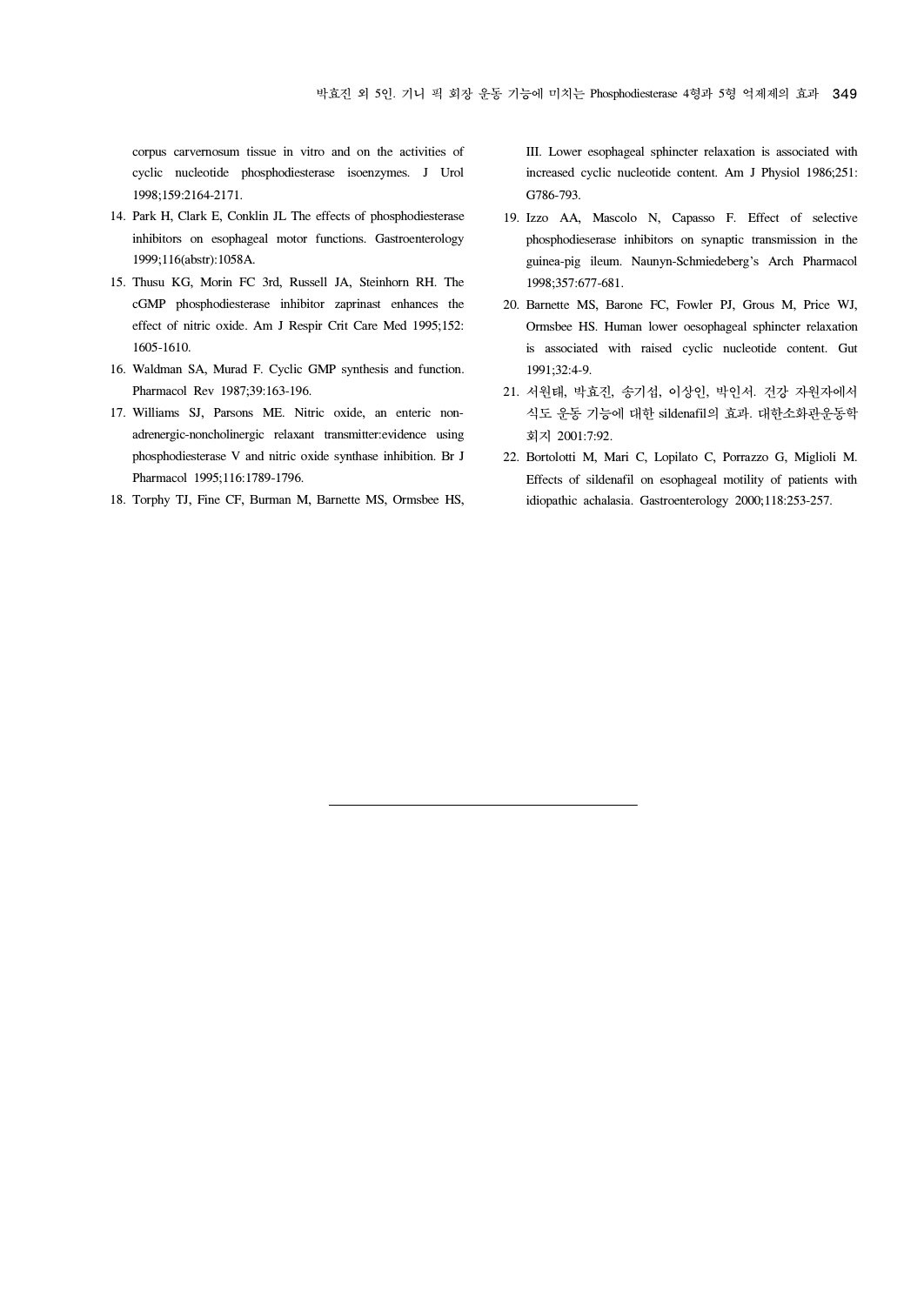corpus carvernosum tissue in vitro and on the activities of cyclic nucleotide phosphodiesterase isoenzymes. J Urol 1998;159:2164-2171.

14. Park H, Clark E, Conklin JL The effects of phosphodiesterase inhibitors on esophageal motor functions. Gastroenterology 1999;116(abstr):1058A.
15. Thusu KG, Morin FC 3rd, Russell JA, Steinhorn RH. The cGMP phosphodiesterase inhibitor zaprinast enhances the effect of nitric oxide. Am J Respir Crit Care Med 1995;152: 1605-1610.
16. Waldman SA, Murad F. Cyclic GMP synthesis and function. Pharmacol Rev 1987;39:163-196.
17. Williams SJ, Parsons ME. Nitric oxide, an enteric non-adrenergic-noncholinergic relaxant transmitter:evidence using phosphodiesterase V and nitric oxide synthase inhibition. Br J Pharmacol 1995;116:1789-1796.
18. Torphy TJ, Fine CF, Burman M, Barnette MS, Ormsbee HS, III. Lower esophageal sphincter relaxation is associated with increased cyclic nucleotide content. Am J Physiol 1986;251: G786-793.
19. Izzo AA, Mascolo N, Capasso F. Effect of selective phosphodieserase inhibitors on synaptic transmission in the guinea-pig ileum. Naunyn-Schmiedeberg's Arch Pharmacol 1998;357:677-681.
20. Barnette MS, Barone FC, Fowler PJ, Grous M, Price WJ, Ormsbee HS. Human lower oesophageal sphincter relaxation is associated with raised cyclic nucleotide content. Gut 1991;32:4-9.
21. 서원태, 박효진, 송기섭, 이상인, 박인서. 건강 자원자에서 식도 운동 기능에 대한 sildenafil의 효과. 대한소화관운동학회지 2001:7:92.
22. Bortolotti M, Mari C, Lopilato C, Porrazzo G, Miglioli M. Effects of sildenafil on esophageal motility of patients with idiopathic achalasia. Gastroenterology 2000;118:253-257.